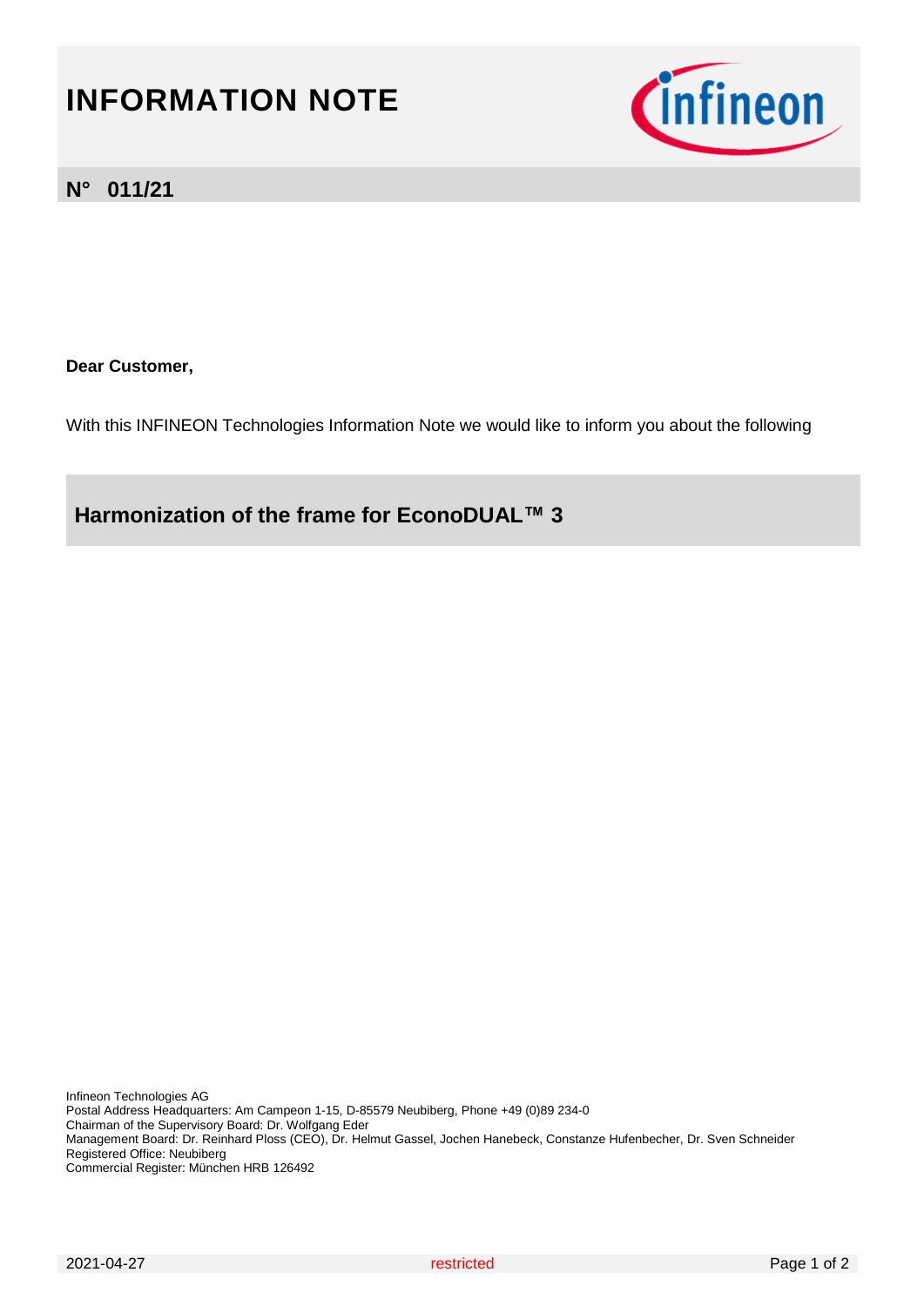# INFORMATION NOTE

## N° 011/21

**Dear Customer,**

With this INFINEON Technologies Information Note we would like to inform you about the following

## Harmonization of the frame for EconoDUAL™ 3

Infineon Technologies AG
Postal Address Headquarters: Am Campeon 1-15, D-85579 Neubiberg, Phone +49 (0)89 234-0
Chairman of the Supervisory Board: Dr. Wolfgang Eder
Management Board: Dr. Reinhard Ploss (CEO), Dr. Helmut Gassel, Jochen Hanebeck, Constanze Hufenbecher, Dr. Sven Schneider
Registered Office: Neubiberg
Commercial Register: München HRB 126492

2021-04-27 restricted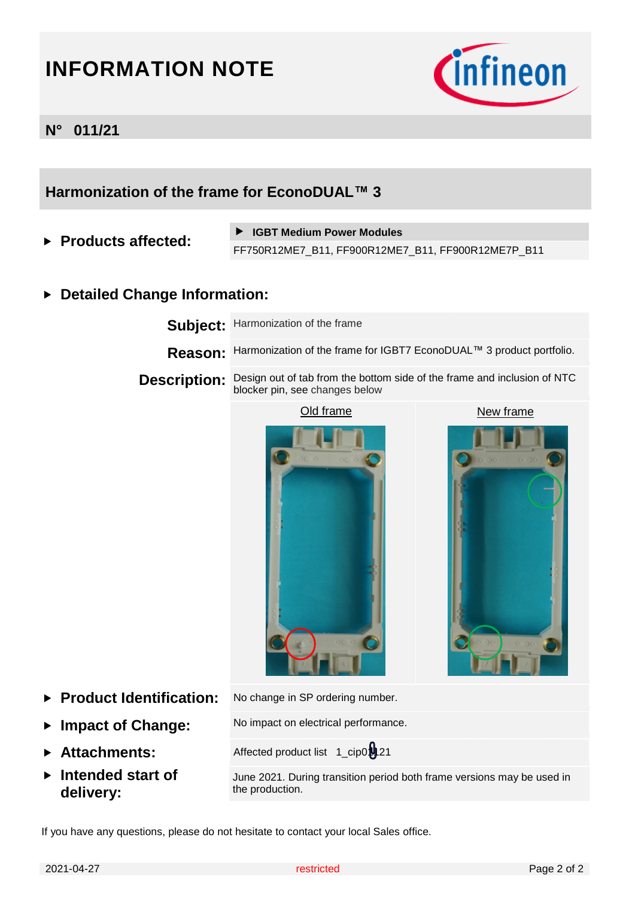# INFORMATION NOTE

## N° 011/21

## Harmonization of the frame for EconoDUAL™ 3

- **Products affected:**

  - **IGBT Medium Power Modules**

  FF750R12ME7_B11, FF900R12ME7_B11, FF900R12ME7P_B11

- **Detailed Change Information:**

**Subject:** Harmonization of the frame

**Reason:** Harmonization of the frame for IGBT7 EconoDUAL™ 3 product portfolio.

**Description:** Design out of tab from the bottom side of the frame and inclusion of NTC blocker pin, see changes below

| Old frame | New frame |
|---|---|

- **Product Identification:** No change in SP ordering number.
- **Impact of Change:** No impact on electrical performance.
- **Attachments:** Affected product list 1_cip01121
- **Intended start of delivery:** June 2021. During transition period both frame versions may be used in the production.

If you have any questions, please do not hesitate to contact your local Sales office.

2021-04-27 restricted